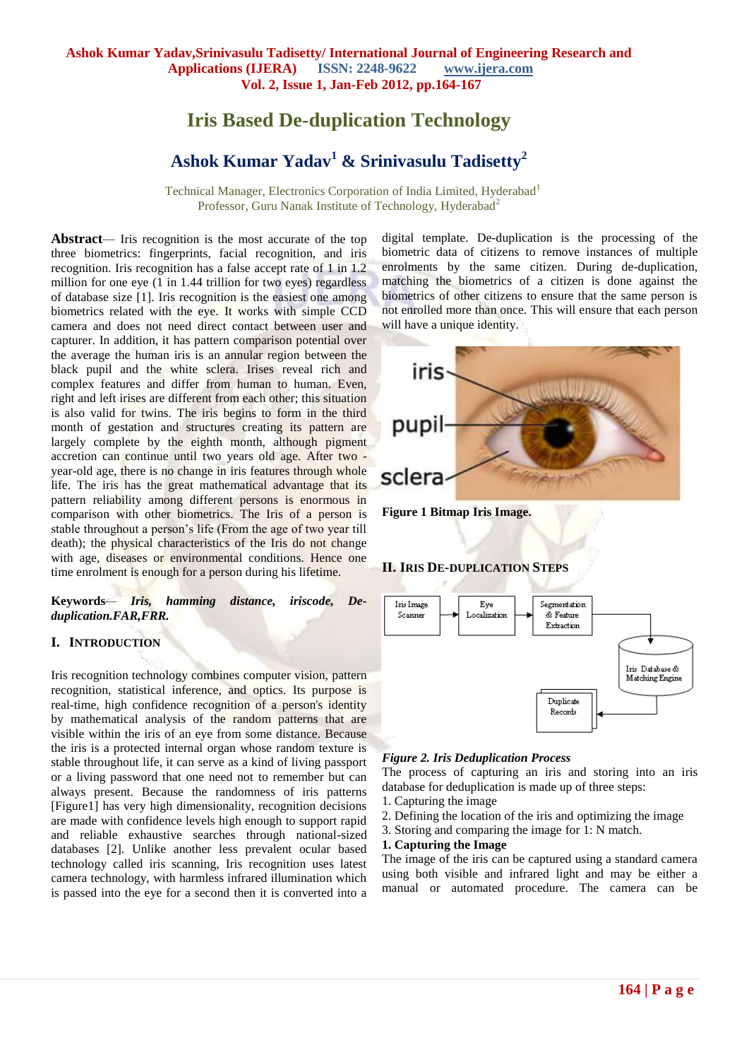# Iris Based De-duplication Technology

## Ashok Kumar Yadav[1] & Srinivasulu Tadisetty[2]

Technical Manager, Electronics Corporation of India Limited, Hyderabad[1]
Professor, Guru Nanak Institute of Technology, Hyderabad[2]

**Abstract**— Iris recognition is the most accurate of the top three biometrics: fingerprints, facial recognition, and iris recognition. Iris recognition has a false accept rate of 1 in 1.2 million for one eye (1 in 1.44 trillion for two eyes) regardless of database size [1]. Iris recognition is the easiest one among biometrics related with the eye. It works with simple CCD camera and does not need direct contact between user and capturer. In addition, it has pattern comparison potential over the average the human iris is an annular region between the black pupil and the white sclera. Irises reveal rich and complex features and differ from human to human. Even, right and left irises are different from each other; this situation is also valid for twins. The iris begins to form in the third month of gestation and structures creating its pattern are largely complete by the eighth month, although pigment accretion can continue until two years old age. After two -year-old age, there is no change in iris features through whole life. The iris has the great mathematical advantage that its pattern reliability among different persons is enormous in comparison with other biometrics. The Iris of a person is stable throughout a person's life (From the age of two year till death); the physical characteristics of the Iris do not change with age, diseases or environmental conditions. Hence one time enrolment is enough for a person during his lifetime.

**Keywords**— ***Iris, hamming distance, iriscode, De-duplication.FAR,FRR.***

## I. Introduction

Iris recognition technology combines computer vision, pattern recognition, statistical inference, and optics. Its purpose is real-time, high confidence recognition of a person's identity by mathematical analysis of the random patterns that are visible within the iris of an eye from some distance. Because the iris is a protected internal organ whose random texture is stable throughout life, it can serve as a kind of living passport or a living password that one need not to remember but can always present. Because the randomness of iris patterns [Figure1] has very high dimensionality, recognition decisions are made with confidence levels high enough to support rapid and reliable exhaustive searches through national-sized databases [2]. Unlike another less prevalent ocular based technology called iris scanning, Iris recognition uses latest camera technology, with harmless infrared illumination which is passed into the eye for a second then it is converted into a digital template. De-duplication is the processing of the biometric data of citizens to remove instances of multiple enrolments by the same citizen. During de-duplication, matching the biometrics of a citizen is done against the biometrics of other citizens to ensure that the same person is not enrolled more than once. This will ensure that each person will have a unique identity.

**Figure 1 Bitmap Iris Image.**

## II. Iris De-duplication Steps

***Figure 2. Iris Deduplication Process***

The process of capturing an iris and storing into an iris database for deduplication is made up of three steps:

1. Capturing the image
2. Defining the location of the iris and optimizing the image
3. Storing and comparing the image for 1: N match.

**1. Capturing the Image**

The image of the iris can be captured using a standard camera using both visible and infrared light and may be either a manual or automated procedure. The camera can be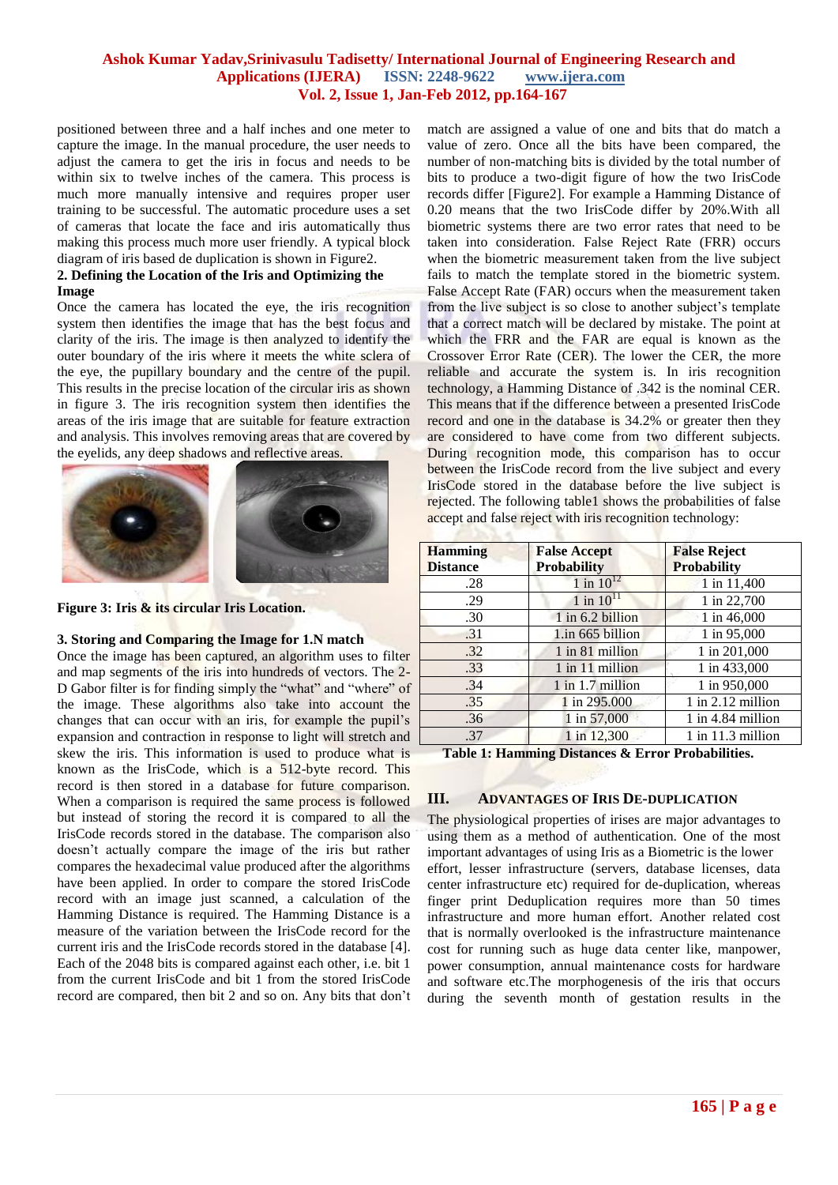positioned between three and a half inches and one meter to capture the image. In the manual procedure, the user needs to adjust the camera to get the iris in focus and needs to be within six to twelve inches of the camera. This process is much more manually intensive and requires proper user training to be successful. The automatic procedure uses a set of cameras that locate the face and iris automatically thus making this process much more user friendly. A typical block diagram of iris based de duplication is shown in Figure2.

**2. Defining the Location of the Iris and Optimizing the Image**

Once the camera has located the eye, the iris recognition system then identifies the image that has the best focus and clarity of the iris. The image is then analyzed to identify the outer boundary of the iris where it meets the white sclera of the eye, the pupillary boundary and the centre of the pupil. This results in the precise location of the circular iris as shown in figure 3. The iris recognition system then identifies the areas of the iris image that are suitable for feature extraction and analysis. This involves removing areas that are covered by the eyelids, any deep shadows and reflective areas.

**Figure 3: Iris & its circular Iris Location.**

**3. Storing and Comparing the Image for 1.N match**

Once the image has been captured, an algorithm uses to filter and map segments of the iris into hundreds of vectors. The 2-D Gabor filter is for finding simply the "what" and "where" of the image. These algorithms also take into account the changes that can occur with an iris, for example the pupil's expansion and contraction in response to light will stretch and skew the iris. This information is used to produce what is known as the IrisCode, which is a 512-byte record. This record is then stored in a database for future comparison. When a comparison is required the same process is followed but instead of storing the record it is compared to all the IrisCode records stored in the database. The comparison also doesn't actually compare the image of the iris but rather compares the hexadecimal value produced after the algorithms have been applied. In order to compare the stored IrisCode record with an image just scanned, a calculation of the Hamming Distance is required. The Hamming Distance is a measure of the variation between the IrisCode record for the current iris and the IrisCode records stored in the database [4]. Each of the 2048 bits is compared against each other, i.e. bit 1 from the current IrisCode and bit 1 from the stored IrisCode record are compared, then bit 2 and so on. Any bits that don't match are assigned a value of one and bits that do match a value of zero. Once all the bits have been compared, the number of non-matching bits is divided by the total number of bits to produce a two-digit figure of how the two IrisCode records differ [Figure2]. For example a Hamming Distance of 0.20 means that the two IrisCode differ by 20%.With all biometric systems there are two error rates that need to be taken into consideration. False Reject Rate (FRR) occurs when the biometric measurement taken from the live subject fails to match the template stored in the biometric system. False Accept Rate (FAR) occurs when the measurement taken from the live subject is so close to another subject's template that a correct match will be declared by mistake. The point at which the FRR and the FAR are equal is known as the Crossover Error Rate (CER). The lower the CER, the more reliable and accurate the system is. In iris recognition technology, a Hamming Distance of .342 is the nominal CER. This means that if the difference between a presented IrisCode record and one in the database is 34.2% or greater then they are considered to have come from two different subjects. During recognition mode, this comparison has to occur between the IrisCode record from the live subject and every IrisCode stored in the database before the live subject is rejected. The following table1 shows the probabilities of false accept and false reject with iris recognition technology:

| Hamming Distance | False Accept Probability | False Reject Probability |
|---|---|---|
| .28 | 1 in $10^{12}$ | 1 in 11,400 |
| .29 | 1 in $10^{11}$ | 1 in 22,700 |
| .30 | 1 in 6.2 billion | 1 in 46,000 |
| .31 | 1.in 665 billion | 1 in 95,000 |
| .32 | 1 in 81 million | 1 in 201,000 |
| .33 | 1 in 11 million | 1 in 433,000 |
| .34 | 1 in 1.7 million | 1 in 950,000 |
| .35 | 1 in 295.000 | 1 in 2.12 million |
| .36 | 1 in 57,000 | 1 in 4.84 million |
| .37 | 1 in 12,300 | 1 in 11.3 million |

**Table 1: Hamming Distances & Error Probabilities.**

## III. ADVANTAGES OF IRIS DE-DUPLICATION

The physiological properties of irises are major advantages to using them as a method of authentication. One of the most important advantages of using Iris as a Biometric is the lower effort, lesser infrastructure (servers, database licenses, data center infrastructure etc) required for de-duplication, whereas finger print Deduplication requires more than 50 times infrastructure and more human effort. Another related cost that is normally overlooked is the infrastructure maintenance cost for running such as huge data center like, manpower, power consumption, annual maintenance costs for hardware and software etc.The morphogenesis of the iris that occurs during the seventh month of gestation results in the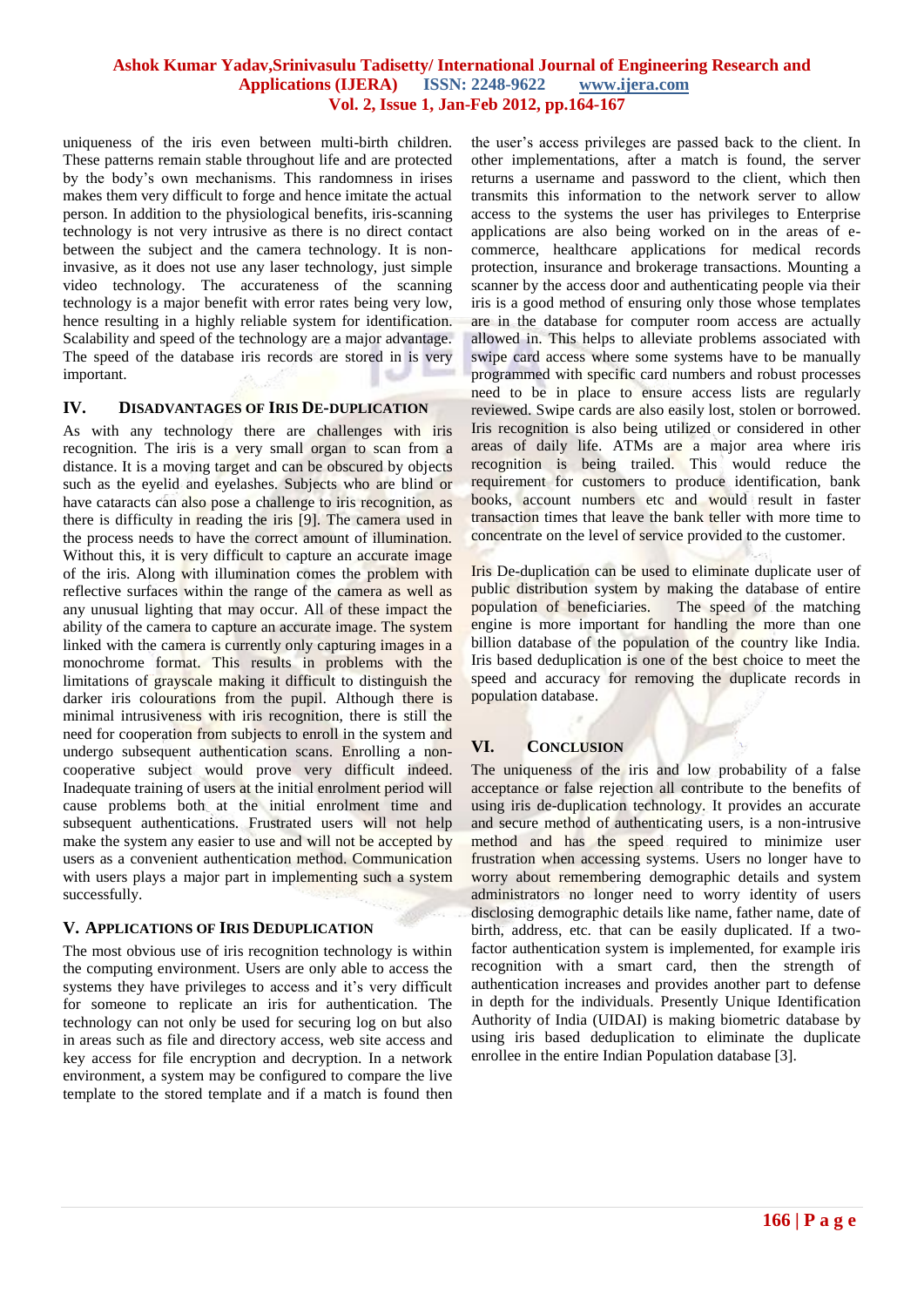uniqueness of the iris even between multi-birth children. These patterns remain stable throughout life and are protected by the body's own mechanisms. This randomness in irises makes them very difficult to forge and hence imitate the actual person. In addition to the physiological benefits, iris-scanning technology is not very intrusive as there is no direct contact between the subject and the camera technology. It is non-invasive, as it does not use any laser technology, just simple video technology. The accurateness of the scanning technology is a major benefit with error rates being very low, hence resulting in a highly reliable system for identification. Scalability and speed of the technology are a major advantage. The speed of the database iris records are stored in is very important.

## IV. Disadvantages of Iris De-duplication

As with any technology there are challenges with iris recognition. The iris is a very small organ to scan from a distance. It is a moving target and can be obscured by objects such as the eyelid and eyelashes. Subjects who are blind or have cataracts can also pose a challenge to iris recognition, as there is difficulty in reading the iris [9]. The camera used in the process needs to have the correct amount of illumination. Without this, it is very difficult to capture an accurate image of the iris. Along with illumination comes the problem with reflective surfaces within the range of the camera as well as any unusual lighting that may occur. All of these impact the ability of the camera to capture an accurate image. The system linked with the camera is currently only capturing images in a monochrome format. This results in problems with the limitations of grayscale making it difficult to distinguish the darker iris colourations from the pupil. Although there is minimal intrusiveness with iris recognition, there is still the need for cooperation from subjects to enroll in the system and undergo subsequent authentication scans. Enrolling a non-cooperative subject would prove very difficult indeed. Inadequate training of users at the initial enrolment period will cause problems both at the initial enrolment time and subsequent authentications. Frustrated users will not help make the system any easier to use and will not be accepted by users as a convenient authentication method. Communication with users plays a major part in implementing such a system successfully.

## V. Applications of Iris Deduplication

The most obvious use of iris recognition technology is within the computing environment. Users are only able to access the systems they have privileges to access and it's very difficult for someone to replicate an iris for authentication. The technology can not only be used for securing log on but also in areas such as file and directory access, web site access and key access for file encryption and decryption. In a network environment, a system may be configured to compare the live template to the stored template and if a match is found then the user's access privileges are passed back to the client. In other implementations, after a match is found, the server returns a username and password to the client, which then transmits this information to the network server to allow access to the systems the user has privileges to Enterprise applications are also being worked on in the areas of e-commerce, healthcare applications for medical records protection, insurance and brokerage transactions. Mounting a scanner by the access door and authenticating people via their iris is a good method of ensuring only those whose templates are in the database for computer room access are actually allowed in. This helps to alleviate problems associated with swipe card access where some systems have to be manually programmed with specific card numbers and robust processes need to be in place to ensure access lists are regularly reviewed. Swipe cards are also easily lost, stolen or borrowed. Iris recognition is also being utilized or considered in other areas of daily life. ATMs are a major area where iris recognition is being trailed. This would reduce the requirement for customers to produce identification, bank books, account numbers etc and would result in faster transaction times that leave the bank teller with more time to concentrate on the level of service provided to the customer.

Iris De-duplication can be used to eliminate duplicate user of public distribution system by making the database of entire population of beneficiaries. The speed of the matching engine is more important for handling the more than one billion database of the population of the country like India. Iris based deduplication is one of the best choice to meet the speed and accuracy for removing the duplicate records in population database.

## VI. Conclusion

The uniqueness of the iris and low probability of a false acceptance or false rejection all contribute to the benefits of using iris de-duplication technology. It provides an accurate and secure method of authenticating users, is a non-intrusive method and has the speed required to minimize user frustration when accessing systems. Users no longer have to worry about remembering demographic details and system administrators no longer need to worry identity of users disclosing demographic details like name, father name, date of birth, address, etc. that can be easily duplicated. If a two-factor authentication system is implemented, for example iris recognition with a smart card, then the strength of authentication increases and provides another part to defense in depth for the individuals. Presently Unique Identification Authority of India (UIDAI) is making biometric database by using iris based deduplication to eliminate the duplicate enrollee in the entire Indian Population database [3].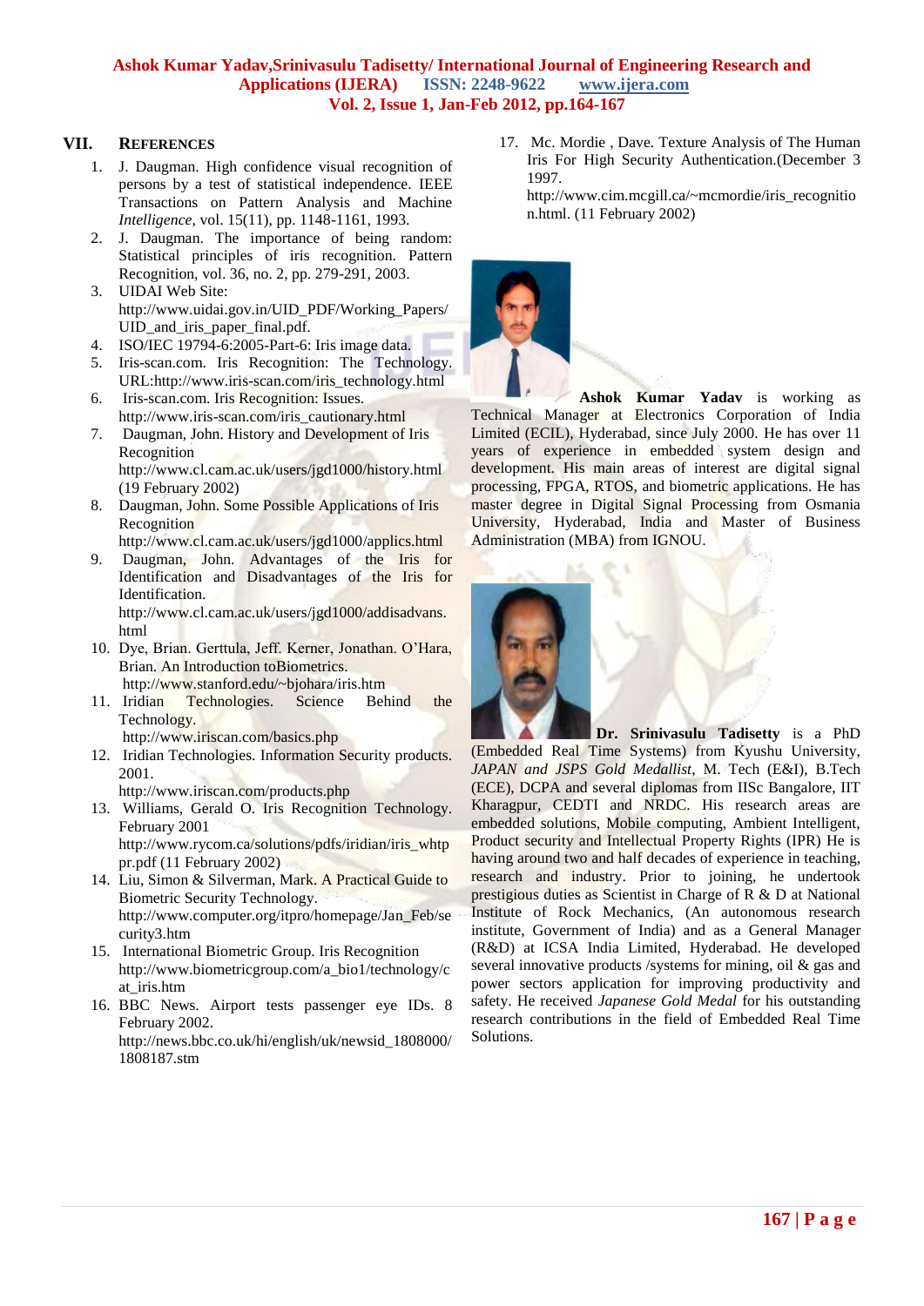## VII. REFERENCES

1. J. Daugman. High confidence visual recognition of persons by a test of statistical independence. IEEE Transactions on Pattern Analysis and Machine *Intelligence*, vol. 15(11), pp. 1148-1161, 1993.
2. J. Daugman. The importance of being random: Statistical principles of iris recognition. Pattern Recognition, vol. 36, no. 2, pp. 279-291, 2003.
3. UIDAI Web Site: http://www.uidai.gov.in/UID_PDF/Working_Papers/UID_and_iris_paper_final.pdf.
4. ISO/IEC 19794-6:2005-Part-6: Iris image data.
5. Iris-scan.com. Iris Recognition: The Technology. URL:http://www.iris-scan.com/iris_technology.html
6. Iris-scan.com. Iris Recognition: Issues. http://www.iris-scan.com/iris_cautionary.html
7. Daugman, John. History and Development of Iris Recognition http://www.cl.cam.ac.uk/users/jgd1000/history.html (19 February 2002)
8. Daugman, John. Some Possible Applications of Iris Recognition http://www.cl.cam.ac.uk/users/jgd1000/applics.html
9. Daugman, John. Advantages of the Iris for Identification and Disadvantages of the Iris for Identification. http://www.cl.cam.ac.uk/users/jgd1000/addisadvans.html
10. Dye, Brian. Gerttula, Jeff. Kerner, Jonathan. O'Hara, Brian. An Introduction toBiometrics. http://www.stanford.edu/~bjohara/iris.htm
11. Iridian Technologies. Science Behind the Technology. http://www.iriscan.com/basics.php
12. Iridian Technologies. Information Security products. 2001. http://www.iriscan.com/products.php
13. Williams, Gerald O. Iris Recognition Technology. February 2001 http://www.rycom.ca/solutions/pdfs/iridian/iris_whtppr.pdf (11 February 2002)
14. Liu, Simon & Silverman, Mark. A Practical Guide to Biometric Security Technology. http://www.computer.org/itpro/homepage/Jan_Feb/security3.htm
15. International Biometric Group. Iris Recognition http://www.biometricgroup.com/a_bio1/technology/cat_iris.htm
16. BBC News. Airport tests passenger eye IDs. 8 February 2002. http://news.bbc.co.uk/hi/english/uk/newsid_1808000/1808187.stm
17. Mc. Mordie , Dave. Texture Analysis of The Human Iris For High Security Authentication.(December 3 1997. http://www.cim.mcgill.ca/~mcmordie/iris_recognition.html. (11 February 2002)

**Ashok Kumar Yadav** is working as Technical Manager at Electronics Corporation of India Limited (ECIL), Hyderabad, since July 2000. He has over 11 years of experience in embedded system design and development. His main areas of interest are digital signal processing, FPGA, RTOS, and biometric applications. He has master degree in Digital Signal Processing from Osmania University, Hyderabad, India and Master of Business Administration (MBA) from IGNOU.

**Dr. Srinivasulu Tadisetty** is a PhD (Embedded Real Time Systems) from Kyushu University, *JAPAN and JSPS Gold Medallist*, M. Tech (E&I), B.Tech (ECE), DCPA and several diplomas from IISc Bangalore, IIT Kharagpur, CEDTI and NRDC. His research areas are embedded solutions, Mobile computing, Ambient Intelligent, Product security and Intellectual Property Rights (IPR) He is having around two and half decades of experience in teaching, research and industry. Prior to joining, he undertook prestigious duties as Scientist in Charge of R & D at National Institute of Rock Mechanics, (An autonomous research institute, Government of India) and as a General Manager (R&D) at ICSA India Limited, Hyderabad. He developed several innovative products /systems for mining, oil & gas and power sectors application for improving productivity and safety. He received *Japanese Gold Medal* for his outstanding research contributions in the field of Embedded Real Time Solutions.